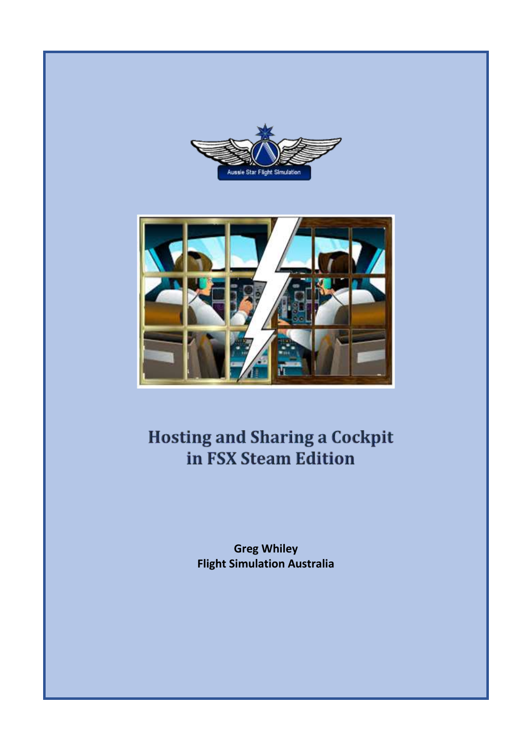# Hosting and Sharing a Cockpit in FSX Steam Edition

**Greg Whiley**
**Flight Simulation Australia**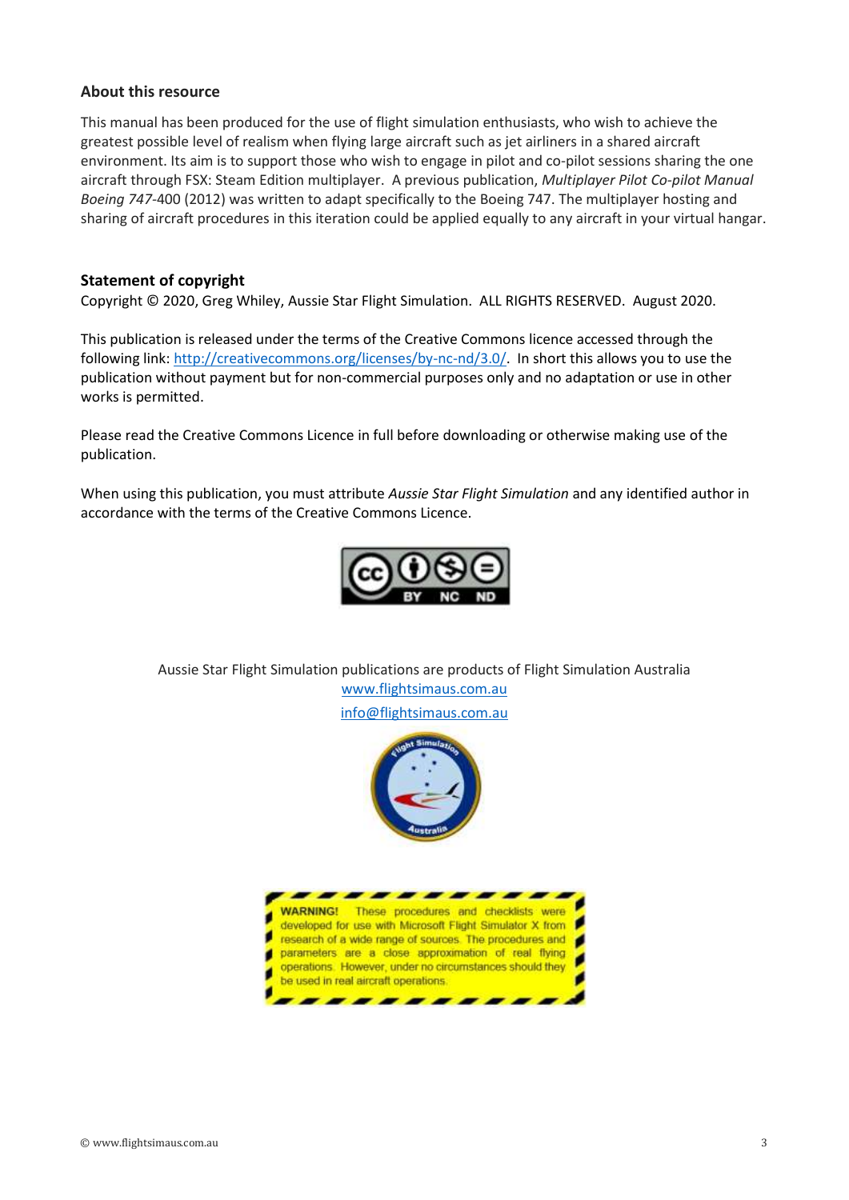### About this resource

This manual has been produced for the use of flight simulation enthusiasts, who wish to achieve the greatest possible level of realism when flying large aircraft such as jet airliners in a shared aircraft environment. Its aim is to support those who wish to engage in pilot and co-pilot sessions sharing the one aircraft through FSX: Steam Edition multiplayer. A previous publication, *Multiplayer Pilot Co-pilot Manual Boeing 747*-400 (2012) was written to adapt specifically to the Boeing 747. The multiplayer hosting and sharing of aircraft procedures in this iteration could be applied equally to any aircraft in your virtual hangar.

### Statement of copyright

Copyright © 2020, Greg Whiley, Aussie Star Flight Simulation. ALL RIGHTS RESERVED. August 2020.

This publication is released under the terms of the Creative Commons licence accessed through the following link: http://creativecommons.org/licenses/by-nc-nd/3.0/. In short this allows you to use the publication without payment but for non-commercial purposes only and no adaptation or use in other works is permitted.

Please read the Creative Commons Licence in full before downloading or otherwise making use of the publication.

When using this publication, you must attribute *Aussie Star Flight Simulation* and any identified author in accordance with the terms of the Creative Commons Licence.

Aussie Star Flight Simulation publications are products of Flight Simulation Australia
www.flightsimaus.com.au
info@flightsimaus.com.au

**WARNING!** These procedures and checklists were developed for use with Microsoft Flight Simulator X from research of a wide range of sources. The procedures and parameters are a close approximation of real flying operations. However, under no circumstances should they be used in real aircraft operations.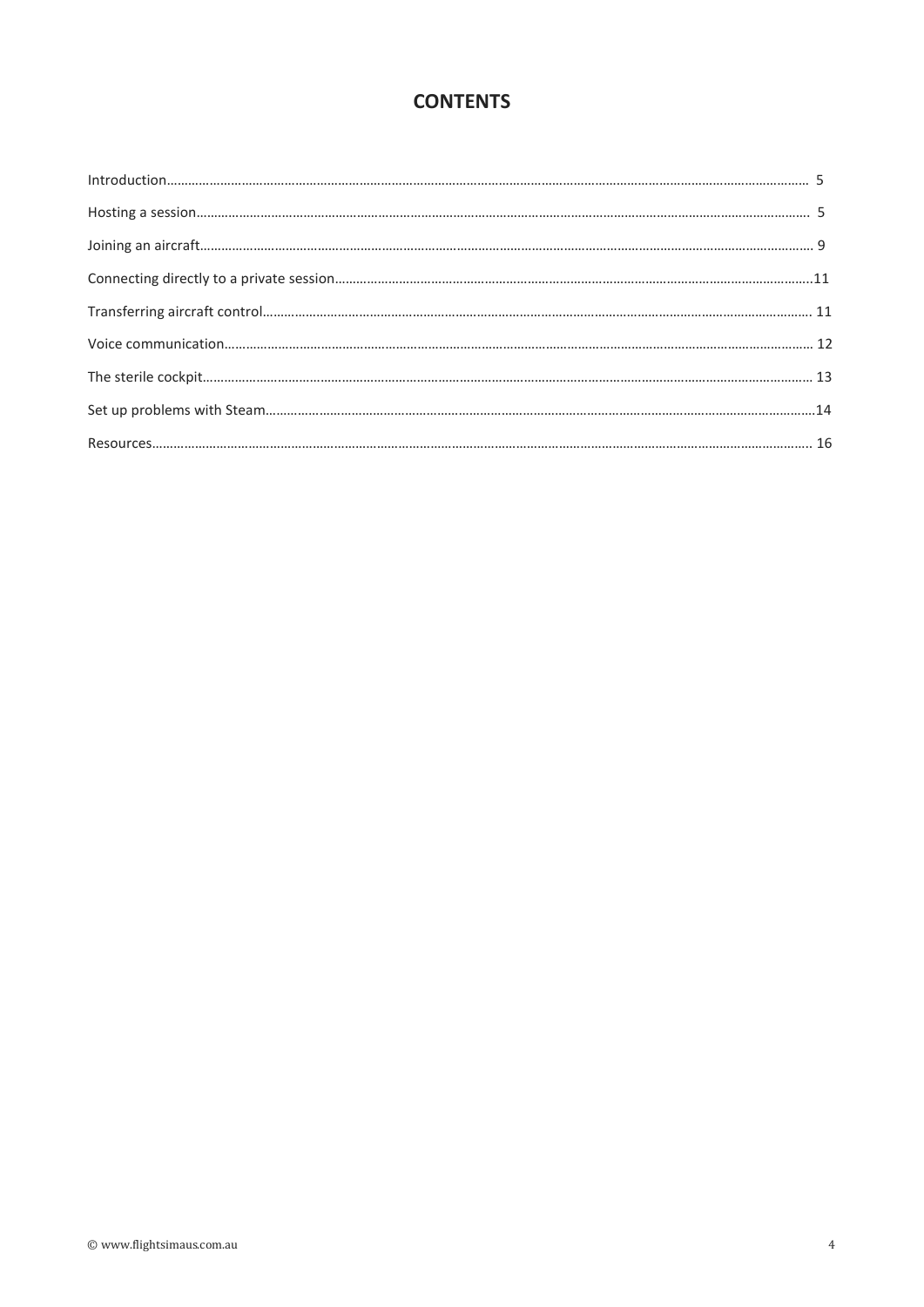# CONTENTS

Introduction……………………………………………………………………………………………………………………………… 5

Hosting a session…………………………………………………………………………………………………………………… 5

Joining an aircraft…………………………………………………………………………………………………………………… 9

Connecting directly to a private session……………………………………………………………………………11

Transferring aircraft control……………………………………………………………………………………………… 11

Voice communication……………………………………………………………………………………………………………… 12

The sterile cockpit…………………………………………………………………………………………………………………… 13

Set up problems with Steam………………………………………………………………………………………………14

Resources………………………………………………………………………………………………………………………………… 16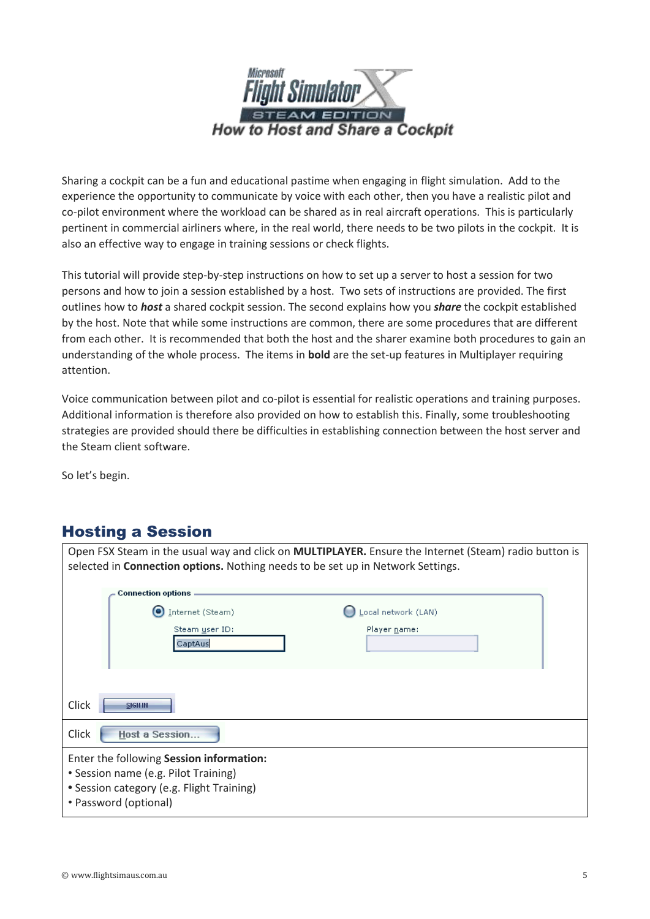# How to Host and Share a Cockpit

Sharing a cockpit can be a fun and educational pastime when engaging in flight simulation. Add to the experience the opportunity to communicate by voice with each other, then you have a realistic pilot and co-pilot environment where the workload can be shared as in real aircraft operations. This is particularly pertinent in commercial airliners where, in the real world, there needs to be two pilots in the cockpit. It is also an effective way to engage in training sessions or check flights.

This tutorial will provide step-by-step instructions on how to set up a server to host a session for two persons and how to join a session established by a host. Two sets of instructions are provided. The first outlines how to ***host*** a shared cockpit session. The second explains how you ***share*** the cockpit established by the host. Note that while some instructions are common, there are some procedures that are different from each other. It is recommended that both the host and the sharer examine both procedures to gain an understanding of the whole process. The items in **bold** are the set-up features in Multiplayer requiring attention.

Voice communication between pilot and co-pilot is essential for realistic operations and training purposes. Additional information is therefore also provided on how to establish this. Finally, some troubleshooting strategies are provided should there be difficulties in establishing connection between the host server and the Steam client software.

So let's begin.

## Hosting a Session

| Open FSX Steam in the usual way and click on **MULTIPLAYER.** Ensure the Internet (Steam) radio button is selected in **Connection options.** Nothing needs to be set up in Network Settings.<br><br>Connection options: Internet (Steam) — Steam user ID: CaptAus; Local network (LAN) — Player name:<br><br>Click SIGN IN |
|---|
| Click Host a Session... |
| Enter the following **Session information:**<br>• Session name (e.g. Pilot Training)<br>• Session category (e.g. Flight Training)<br>• Password (optional) |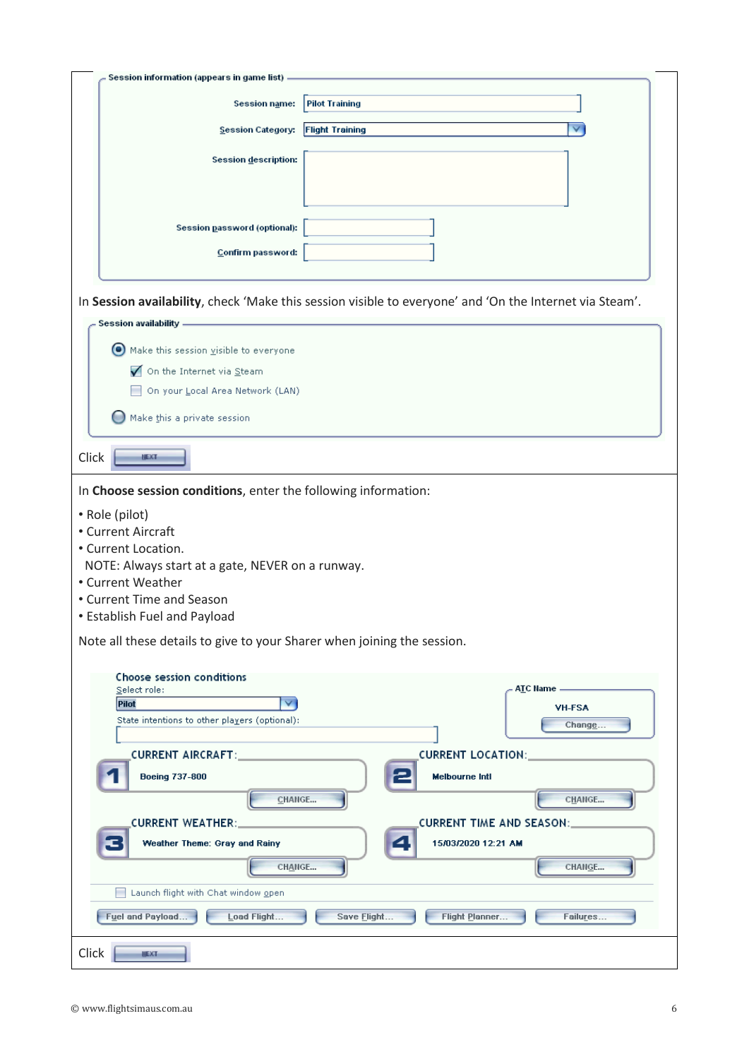**Session information (appears in game list)**

Session name: Pilot Training

Session Category: Flight Training

Session description:

Session password (optional):

Confirm password:

In **Session availability**, check 'Make this session visible to everyone' and 'On the Internet via Steam'.

**Session availability**

- Make this session visible to everyone
  - On the Internet via Steam
  - On your Local Area Network (LAN)
- Make this a private session

Click NEXT

In **Choose session conditions**, enter the following information:

- Role (pilot)
- Current Aircraft
- Current Location.
  NOTE: Always start at a gate, NEVER on a runway.
- Current Weather
- Current Time and Season
- Establish Fuel and Payload

Note all these details to give to your Sharer when joining the session.

**Choose session conditions**

Select role: Pilot

State intentions to other players (optional):

ATC Name: VH-FSA (Change...)

1. CURRENT AIRCRAFT: Boeing 737-800 (CHANGE...)
2. CURRENT LOCATION: Melbourne Intl (CHANGE...)
3. CURRENT WEATHER: Weather Theme: Gray and Rainy (CHANGE...)
4. CURRENT TIME AND SEASON: 15/03/2020 12:21 AM (CHANGE...)

Launch flight with Chat window open

Fuel and Payload... | Load Flight... | Save Flight... | Flight Planner... | Failures...

Click NEXT

© www.flightsimaus.com.au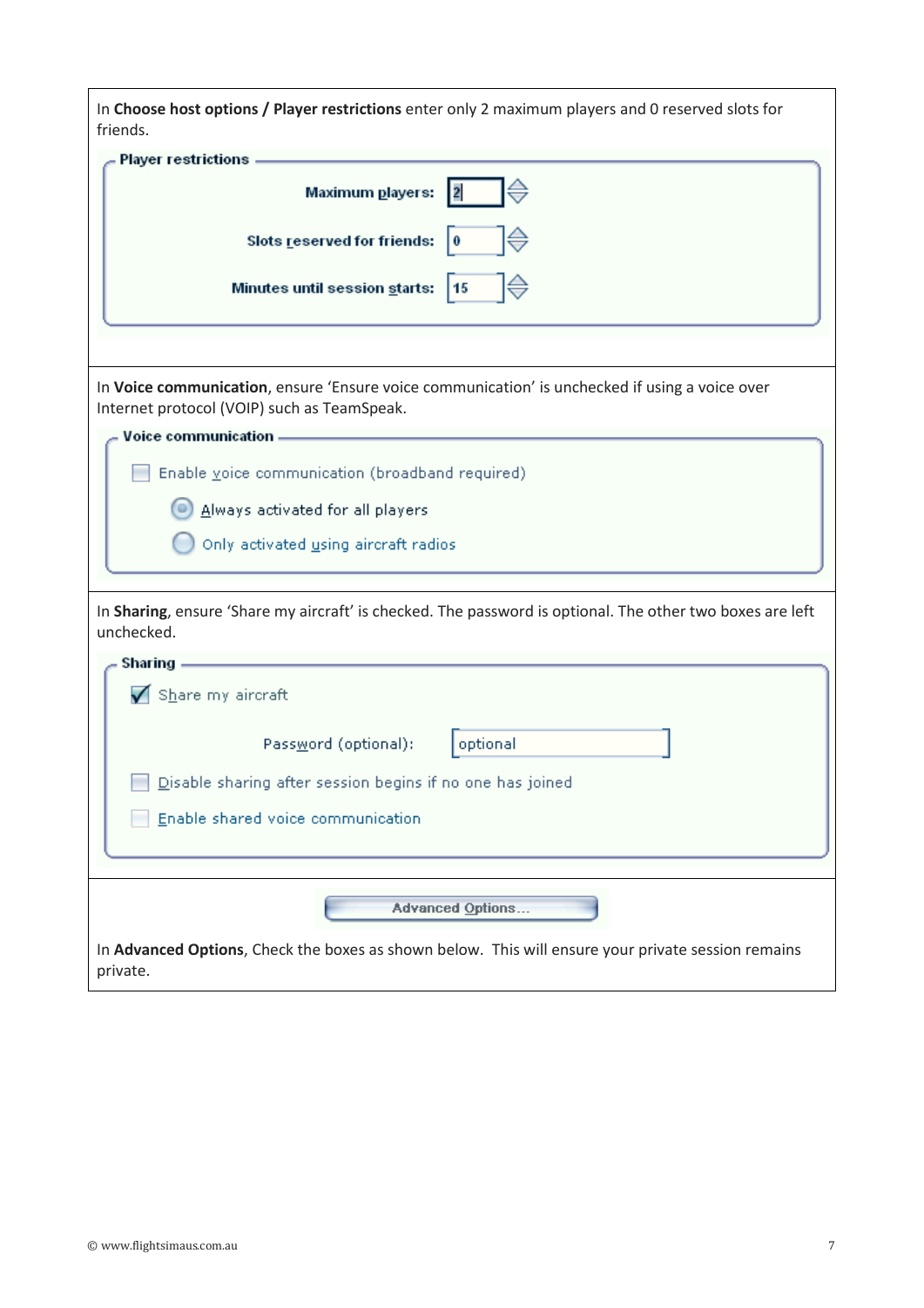In **Choose host options / Player restrictions** enter only 2 maximum players and 0 reserved slots for friends.

**Player restrictions**

| | |
|---|---|
| Maximum players: | 2 |
| Slots reserved for friends: | 0 |
| Minutes until session starts: | 15 |

In **Voice communication**, ensure 'Ensure voice communication' is unchecked if using a voice over Internet protocol (VOIP) such as TeamSpeak.

**Voice communication**

- [ ] Enable voice communication (broadband required)
  - ( ) Always activated for all players
  - ( ) Only activated using aircraft radios

In **Sharing**, ensure 'Share my aircraft' is checked. The password is optional. The other two boxes are left unchecked.

**Sharing**

- [x] Share my aircraft

Password (optional): optional

- [ ] Disable sharing after session begins if no one has joined
- [ ] Enable shared voice communication

Advanced Options...

In **Advanced Options**, Check the boxes as shown below. This will ensure your private session remains private.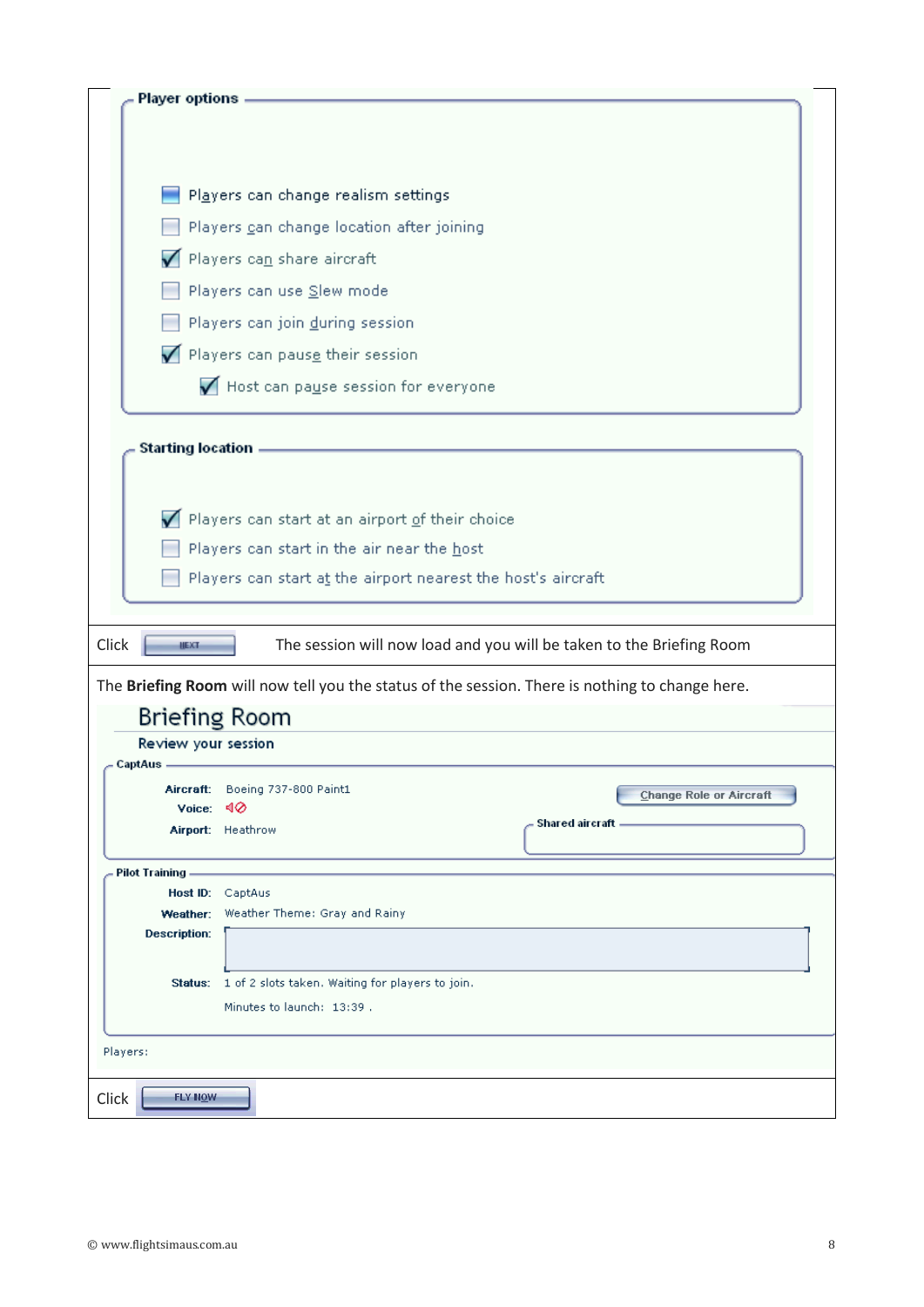**Player options**

- [ ] Players can change realism settings
- [ ] Players can change location after joining
- [x] Players can share aircraft
- [ ] Players can use Slew mode
- [ ] Players can join during session
- [x] Players can pause their session
  - [x] Host can pause session for everyone

**Starting location**

- [x] Players can start at an airport of their choice
- [ ] Players can start in the air near the host
- [ ] Players can start at the airport nearest the host's aircraft

Click NEXT The session will now load and you will be taken to the Briefing Room

The **Briefing Room** will now tell you the status of the session. There is nothing to change here.

Briefing Room

Review your session

**CaptAus**

**Aircraft:** Boeing 737-800 Paint1
**Voice:**
**Airport:** Heathrow

Change Role or Aircraft

**Shared aircraft**

**Pilot Training**

**Host ID:** CaptAus
**Weather:** Weather Theme: Gray and Rainy
**Description:**
**Status:** 1 of 2 slots taken. Waiting for players to join.
Minutes to launch: 13:39 .

Players:

Click FLY NOW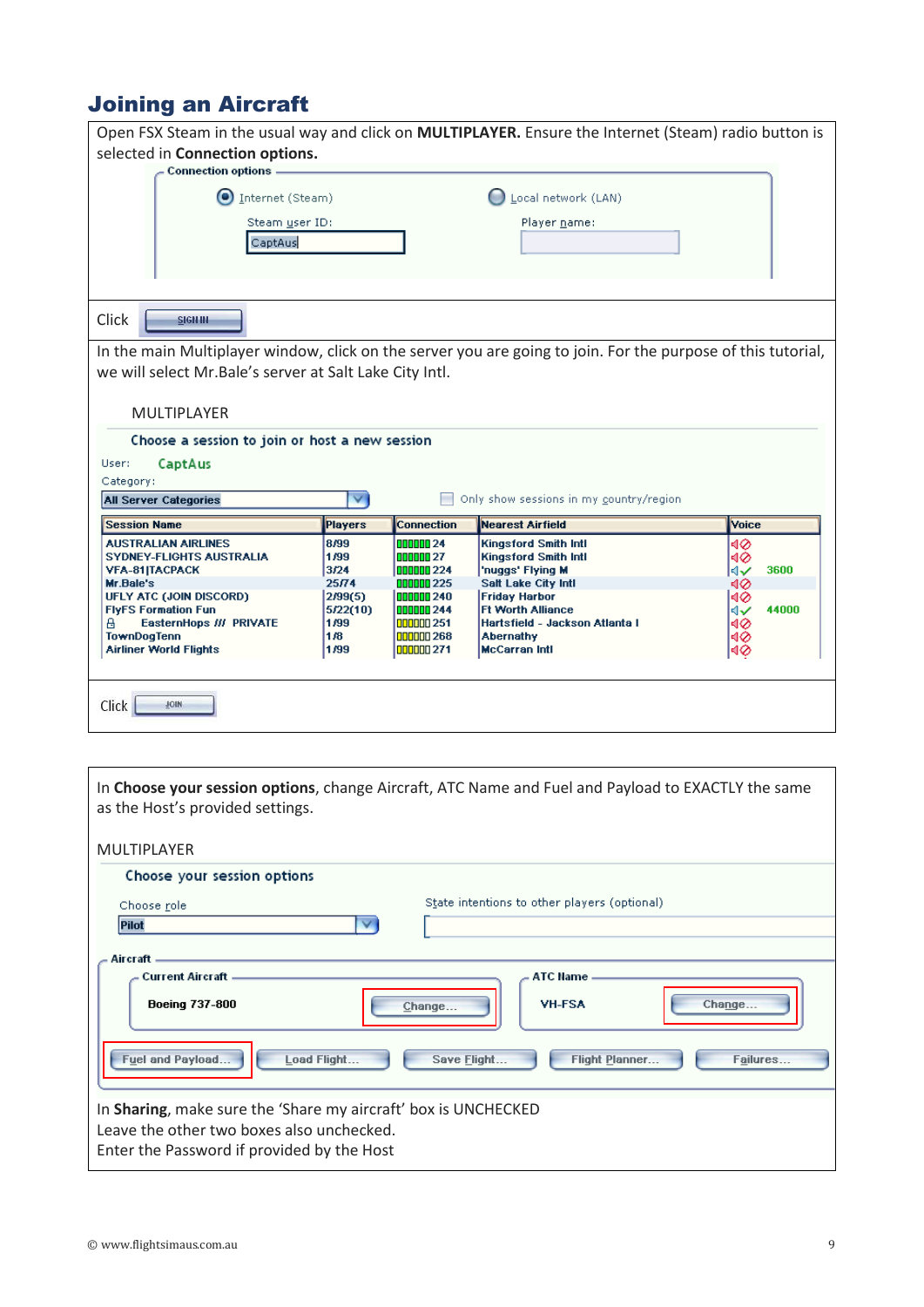# Joining an Aircraft

Open FSX Steam in the usual way and click on **MULTIPLAYER.** Ensure the Internet (Steam) radio button is selected in **Connection options.**

Connection options

Internet (Steam) — Steam user ID: CaptAus

Local network (LAN) — Player name:

Click SIGN IN

In the main Multiplayer window, click on the server you are going to join. For the purpose of this tutorial, we will select Mr.Bale's server at Salt Lake City Intl.

MULTIPLAYER

Choose a session to join or host a new session

User: CaptAus

Category: All Server Categories

Only show sessions in my country/region

| Session Name | Players | Connection | Nearest Airfield | Voice |
|---|---|---|---|---|
| AUSTRALIAN AIRLINES | 8/99 | 24 | Kingsford Smith Intl | |
| SYDNEY-FLIGHTS AUSTRALIA | 1/99 | 27 | Kingsford Smith Intl | |
| VFA-81\|TACPACK | 3/24 | 224 | 'nuggs' Flying M | 3600 |
| Mr.Bale's | 25/74 | 225 | Salt Lake City Intl | |
| UFLY ATC (JOIN DISCORD) | 2/99(5) | 240 | Friday Harbor | |
| FlyFS Formation Fun | 5/22(10) | 244 | Ft Worth Alliance | 44000 |
| EasternHops /// PRIVATE | 1/99 | 251 | Hartsfield - Jackson Atlanta I | |
| TownDogTenn | 1/8 | 268 | Abernathy | |
| Airliner World Flights | 1/99 | 271 | McCarran Intl | |

Click JOIN

In **Choose your session options**, change Aircraft, ATC Name and Fuel and Payload to EXACTLY the same as the Host's provided settings.

MULTIPLAYER

Choose your session options

Choose role: Pilot

State intentions to other players (optional)

Aircraft

Current Aircraft: Boeing 737-800 — Change...

ATC Name: VH-FSA — Change...

Fuel and Payload... | Load Flight... | Save Flight... | Flight Planner... | Failures...

In **Sharing**, make sure the 'Share my aircraft' box is UNCHECKED

Leave the other two boxes also unchecked.

Enter the Password if provided by the Host

© www.flightsimaus.com.au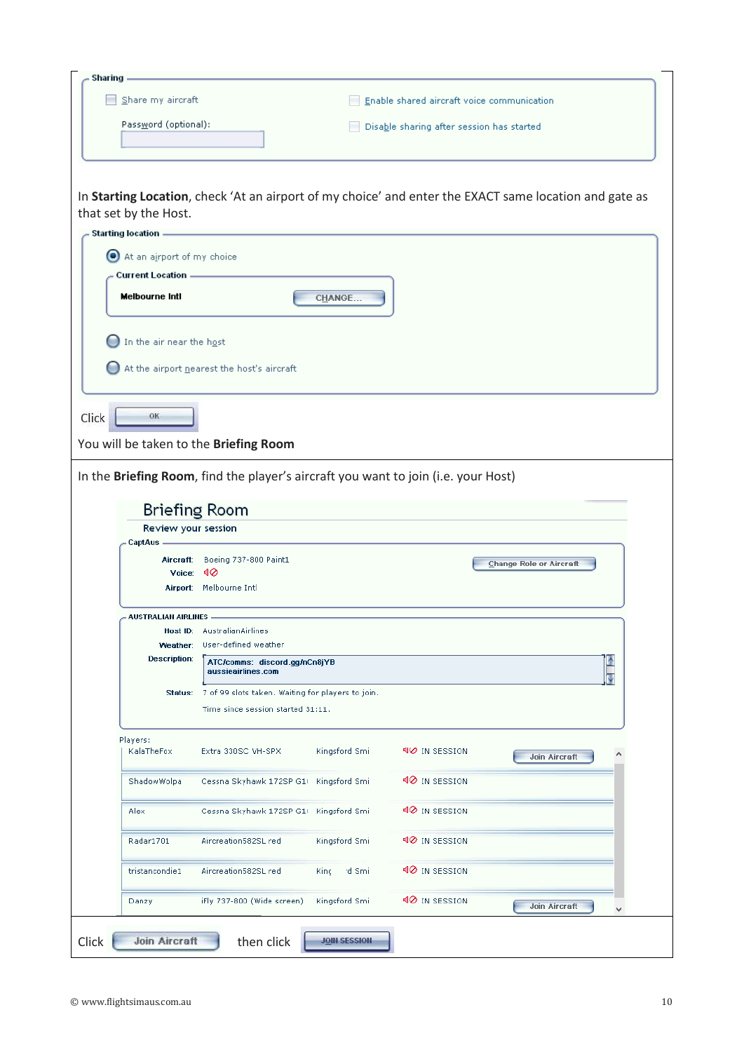**Sharing**

- Share my aircraft
- Password (optional):
- Enable shared aircraft voice communication
- Disable sharing after session has started

In **Starting Location**, check 'At an airport of my choice' and enter the EXACT same location and gate as that set by the Host.

**Starting location**

- At an airport of my choice

**Current Location**

**Melbourne Intl** CHANGE...

- In the air near the host
- At the airport nearest the host's aircraft

Click OK

You will be taken to the **Briefing Room**

In the **Briefing Room**, find the player's aircraft you want to join (i.e. your Host)

**Briefing Room**

Review your session

**CaptAus**

- Aircraft: Boeing 737-800 Paint1
- Voice:
- Airport: Melbourne Intl

Change Role or Aircraft

**AUSTRALIAN AIRLINES**

- Host ID: AustralianAirlines
- Weather: User-defined weather
- Description: ATC/comms: discord.gg/nCn8jYB aussieairlines.com
- Status: 7 of 99 slots taken. Waiting for players to join.
- Time since session started 31:11.

Players:

| Player | Aircraft | Location | Status | |
|---|---|---|---|---|
| KalaTheFox | Extra 330SC VH-SPX | Kingsford Smi | IN SESSION | Join Aircraft |
| ShadowWolpa | Cessna Skyhawk 172SP G1 | Kingsford Smi | IN SESSION | |
| Alex | Cessna Skyhawk 172SP G1 | Kingsford Smi | IN SESSION | |
| Radar1701 | Aircreation582SL red | Kingsford Smi | IN SESSION | |
| tristancondie1 | Aircreation582SL red | Kingsford Smi | IN SESSION | |
| Danzy | iFly 737-800 (Wide screen) | Kingsford Smi | IN SESSION | Join Aircraft |

Click **Join Aircraft** then click **JOIN SESSION**

© www.flightsimaus.com.au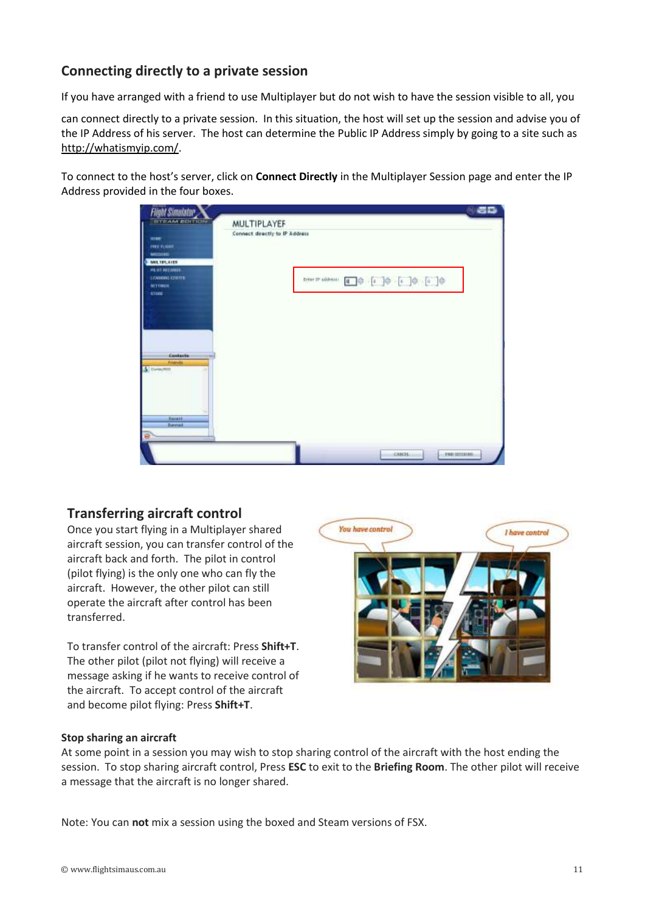## Connecting directly to a private session

If you have arranged with a friend to use Multiplayer but do not wish to have the session visible to all, you can connect directly to a private session. In this situation, the host will set up the session and advise you of the IP Address of his server. The host can determine the Public IP Address simply by going to a site such as http://whatismyip.com/.

To connect to the host's server, click on **Connect Directly** in the Multiplayer Session page and enter the IP Address provided in the four boxes.

## Transferring aircraft control

Once you start flying in a Multiplayer shared aircraft session, you can transfer control of the aircraft back and forth. The pilot in control (pilot flying) is the only one who can fly the aircraft. However, the other pilot can still operate the aircraft after control has been transferred.

To transfer control of the aircraft: Press **Shift+T**. The other pilot (pilot not flying) will receive a message asking if he wants to receive control of the aircraft. To accept control of the aircraft and become pilot flying: Press **Shift+T**.

### Stop sharing an aircraft

At some point in a session you may wish to stop sharing control of the aircraft with the host ending the session. To stop sharing aircraft control, Press **ESC** to exit to the **Briefing Room**. The other pilot will receive a message that the aircraft is no longer shared.

Note: You can **not** mix a session using the boxed and Steam versions of FSX.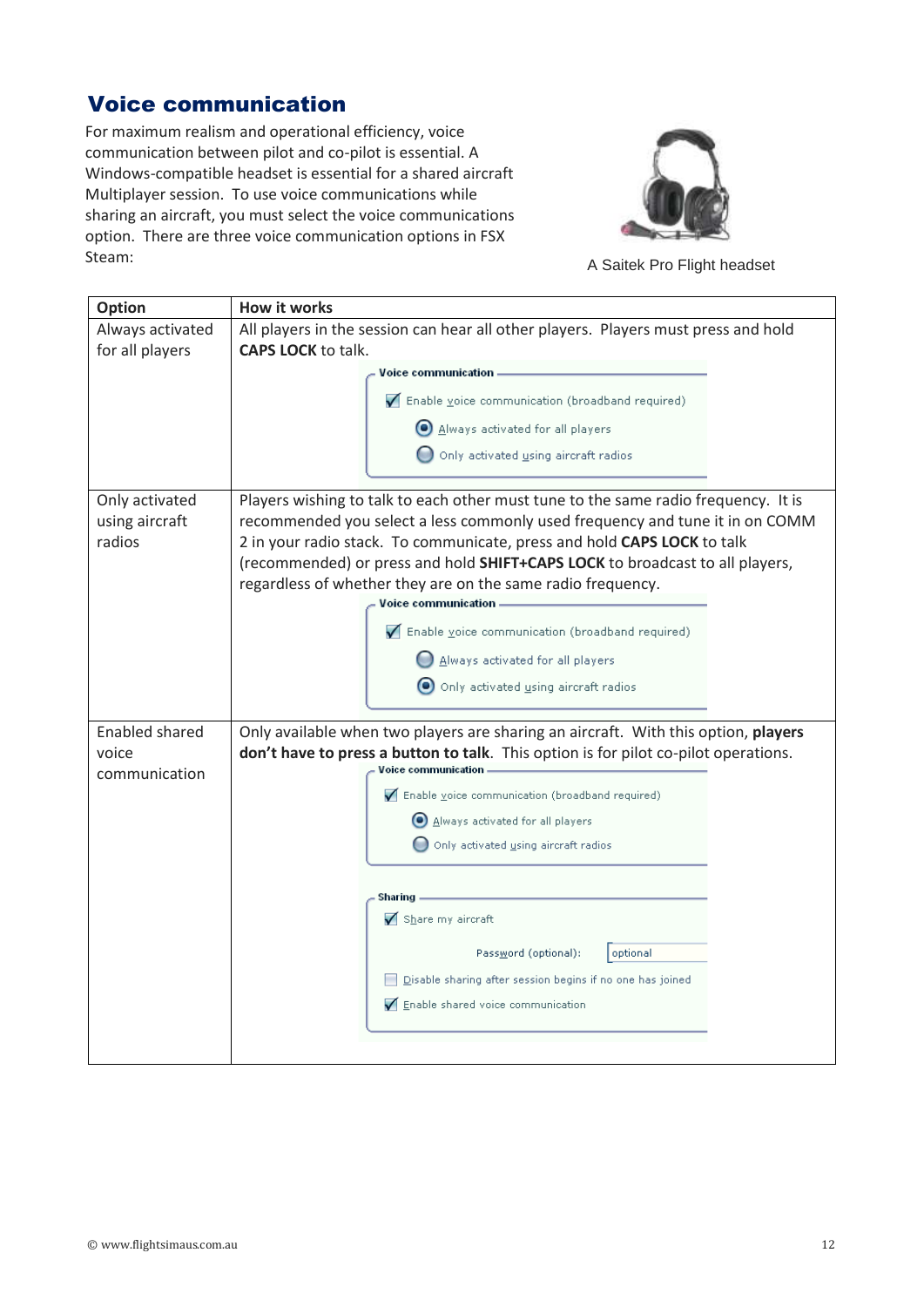## Voice communication

For maximum realism and operational efficiency, voice communication between pilot and co-pilot is essential. A Windows-compatible headset is essential for a shared aircraft Multiplayer session. To use voice communications while sharing an aircraft, you must select the voice communications option. There are three voice communication options in FSX Steam:

A Saitek Pro Flight headset

| Option | How it works |
|---|---|
| Always activated for all players | All players in the session can hear all other players. Players must press and hold **CAPS LOCK** to talk. |
| Only activated using aircraft radios | Players wishing to talk to each other must tune to the same radio frequency. It is recommended you select a less commonly used frequency and tune it in on COMM 2 in your radio stack. To communicate, press and hold **CAPS LOCK** to talk (recommended) or press and hold **SHIFT+CAPS LOCK** to broadcast to all players, regardless of whether they are on the same radio frequency. |
| Enabled shared voice communication | Only available when two players are sharing an aircraft. With this option, **players don't have to press a button to talk**. This option is for pilot co-pilot operations. |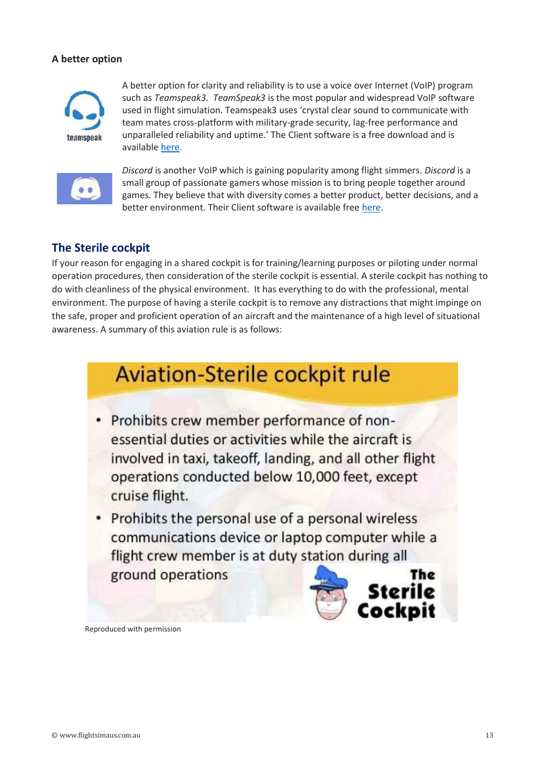**A better option**

A better option for clarity and reliability is to use a voice over Internet (VoIP) program such as *Teamspeak3*. *TeamSpeak3* is the most popular and widespread VoIP software used in flight simulation. Teamspeak3 uses 'crystal clear sound to communicate with team mates cross-platform with military-grade security, lag-free performance and unparalleled reliability and uptime.' The Client software is a free download and is available here.

*Discord* is another VoIP which is gaining popularity among flight simmers. *Discord* is a small group of passionate gamers whose mission is to bring people together around games. They believe that with diversity comes a better product, better decisions, and a better environment. Their Client software is available free here.

## The Sterile cockpit

If your reason for engaging in a shared cockpit is for training/learning purposes or piloting under normal operation procedures, then consideration of the sterile cockpit is essential. A sterile cockpit has nothing to do with cleanliness of the physical environment. It has everything to do with the professional, mental environment. The purpose of having a sterile cockpit is to remove any distractions that might impinge on the safe, proper and proficient operation of an aircraft and the maintenance of a high level of situational awareness. A summary of this aviation rule is as follows:

**Aviation-Sterile cockpit rule**

- Prohibits crew member performance of non-essential duties or activities while the aircraft is involved in taxi, takeoff, landing, and all other flight operations conducted below 10,000 feet, except cruise flight.
- Prohibits the personal use of a personal wireless communications device or laptop computer while a flight crew member is at duty station during all ground operations

**The Sterile Cockpit**

Reproduced with permission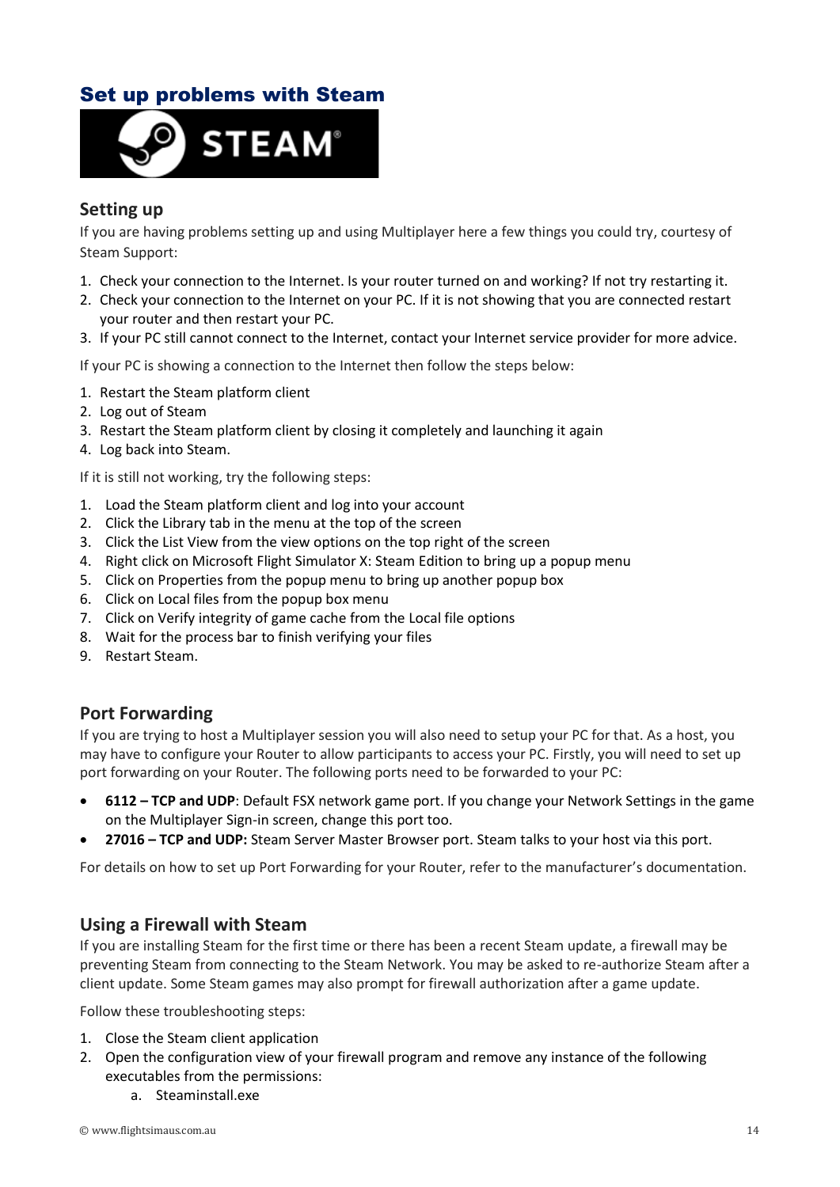# Set up problems with Steam

## Setting up

If you are having problems setting up and using Multiplayer here a few things you could try, courtesy of Steam Support:

1. Check your connection to the Internet. Is your router turned on and working? If not try restarting it.
2. Check your connection to the Internet on your PC. If it is not showing that you are connected restart your router and then restart your PC.
3. If your PC still cannot connect to the Internet, contact your Internet service provider for more advice.

If your PC is showing a connection to the Internet then follow the steps below:

1. Restart the Steam platform client
2. Log out of Steam
3. Restart the Steam platform client by closing it completely and launching it again
4. Log back into Steam.

If it is still not working, try the following steps:

1. Load the Steam platform client and log into your account
2. Click the Library tab in the menu at the top of the screen
3. Click the List View from the view options on the top right of the screen
4. Right click on Microsoft Flight Simulator X: Steam Edition to bring up a popup menu
5. Click on Properties from the popup menu to bring up another popup box
6. Click on Local files from the popup box menu
7. Click on Verify integrity of game cache from the Local file options
8. Wait for the process bar to finish verifying your files
9. Restart Steam.

## Port Forwarding

If you are trying to host a Multiplayer session you will also need to setup your PC for that. As a host, you may have to configure your Router to allow participants to access your PC. Firstly, you will need to set up port forwarding on your Router. The following ports need to be forwarded to your PC:

- **6112 – TCP and UDP**: Default FSX network game port. If you change your Network Settings in the game on the Multiplayer Sign-in screen, change this port too.
- **27016 – TCP and UDP:** Steam Server Master Browser port. Steam talks to your host via this port.

For details on how to set up Port Forwarding for your Router, refer to the manufacturer's documentation.

## Using a Firewall with Steam

If you are installing Steam for the first time or there has been a recent Steam update, a firewall may be preventing Steam from connecting to the Steam Network. You may be asked to re-authorize Steam after a client update. Some Steam games may also prompt for firewall authorization after a game update.

Follow these troubleshooting steps:

1. Close the Steam client application
2. Open the configuration view of your firewall program and remove any instance of the following executables from the permissions:
   a. Steaminstall.exe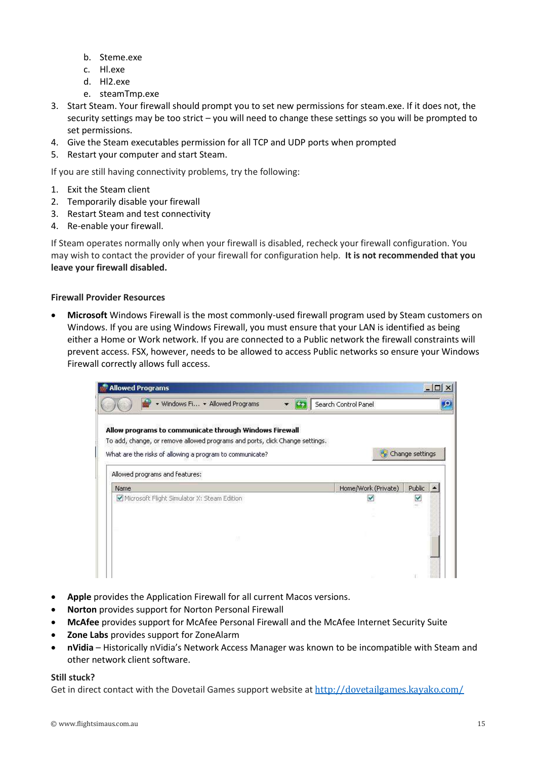b. Steme.exe
c. Hl.exe
d. Hl2.exe
e. steamTmp.exe

3. Start Steam. Your firewall should prompt you to set new permissions for steam.exe. If it does not, the security settings may be too strict – you will need to change these settings so you will be prompted to set permissions.
4. Give the Steam executables permission for all TCP and UDP ports when prompted
5. Restart your computer and start Steam.

If you are still having connectivity problems, try the following:

1. Exit the Steam client
2. Temporarily disable your firewall
3. Restart Steam and test connectivity
4. Re-enable your firewall.

If Steam operates normally only when your firewall is disabled, recheck your firewall configuration. You may wish to contact the provider of your firewall for configuration help. **It is not recommended that you leave your firewall disabled.**

**Firewall Provider Resources**

- **Microsoft** Windows Firewall is the most commonly-used firewall program used by Steam customers on Windows. If you are using Windows Firewall, you must ensure that your LAN is identified as being either a Home or Work network. If you are connected to a Public network the firewall constraints will prevent access. FSX, however, needs to be allowed to access Public networks so ensure your Windows Firewall correctly allows full access.

- **Apple** provides the Application Firewall for all current Macos versions.
- **Norton** provides support for Norton Personal Firewall
- **McAfee** provides support for McAfee Personal Firewall and the McAfee Internet Security Suite
- **Zone Labs** provides support for ZoneAlarm
- **nVidia** – Historically nVidia's Network Access Manager was known to be incompatible with Steam and other network client software.

**Still stuck?**
Get in direct contact with the Dovetail Games support website at http://dovetailgames.kayako.com/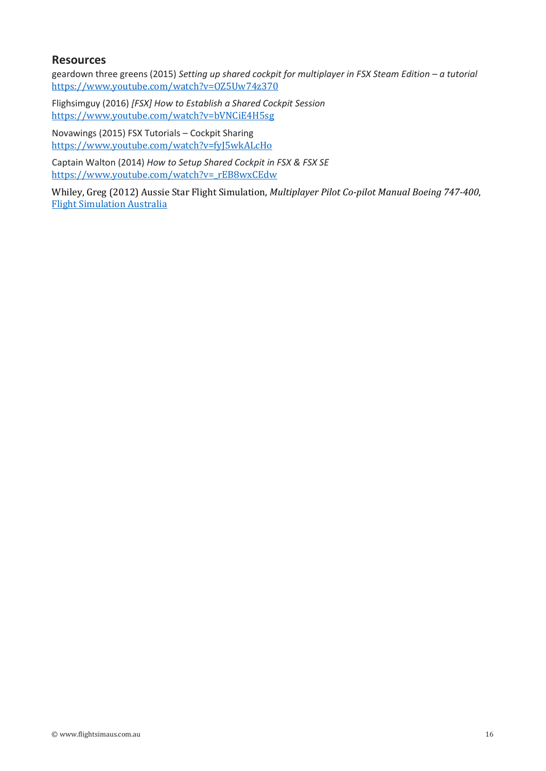## Resources

geardown three greens (2015) *Setting up shared cockpit for multiplayer in FSX Steam Edition – a tutorial* https://www.youtube.com/watch?v=0Z5Uw74z370

Flighsimguy (2016) *[FSX] How to Establish a Shared Cockpit Session* https://www.youtube.com/watch?v=bVNCiE4H5sg

Novawings (2015) FSX Tutorials – Cockpit Sharing https://www.youtube.com/watch?v=fyJ5wkALcHo

Captain Walton (2014) *How to Setup Shared Cockpit in FSX & FSX SE* https://www.youtube.com/watch?v=_rEB8wxCEdw

Whiley, Greg (2012) Aussie Star Flight Simulation, *Multiplayer Pilot Co-pilot Manual Boeing 747-400*, Flight Simulation Australia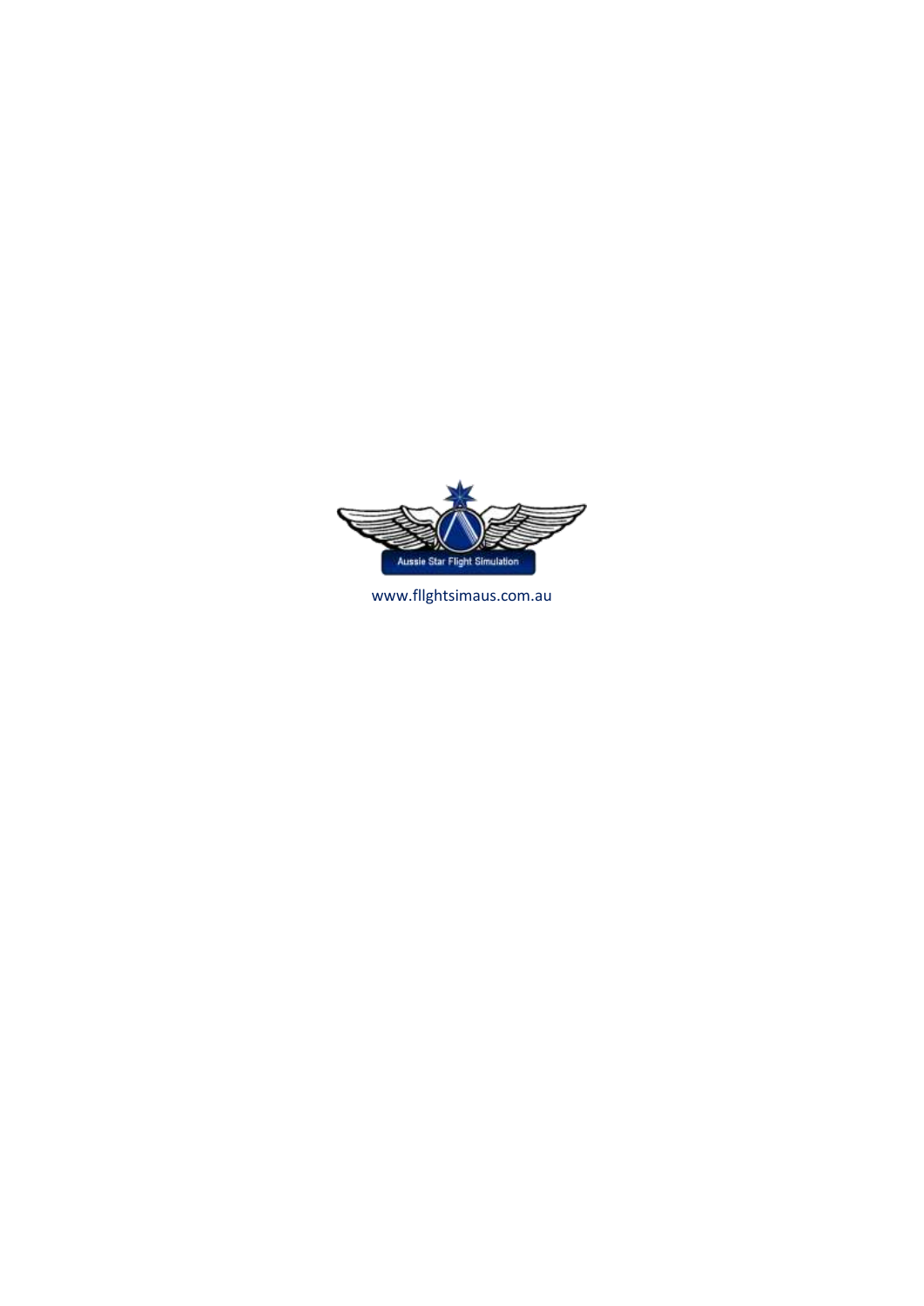Aussie Star Flight Simulation

www.fllghtsimaus.com.au